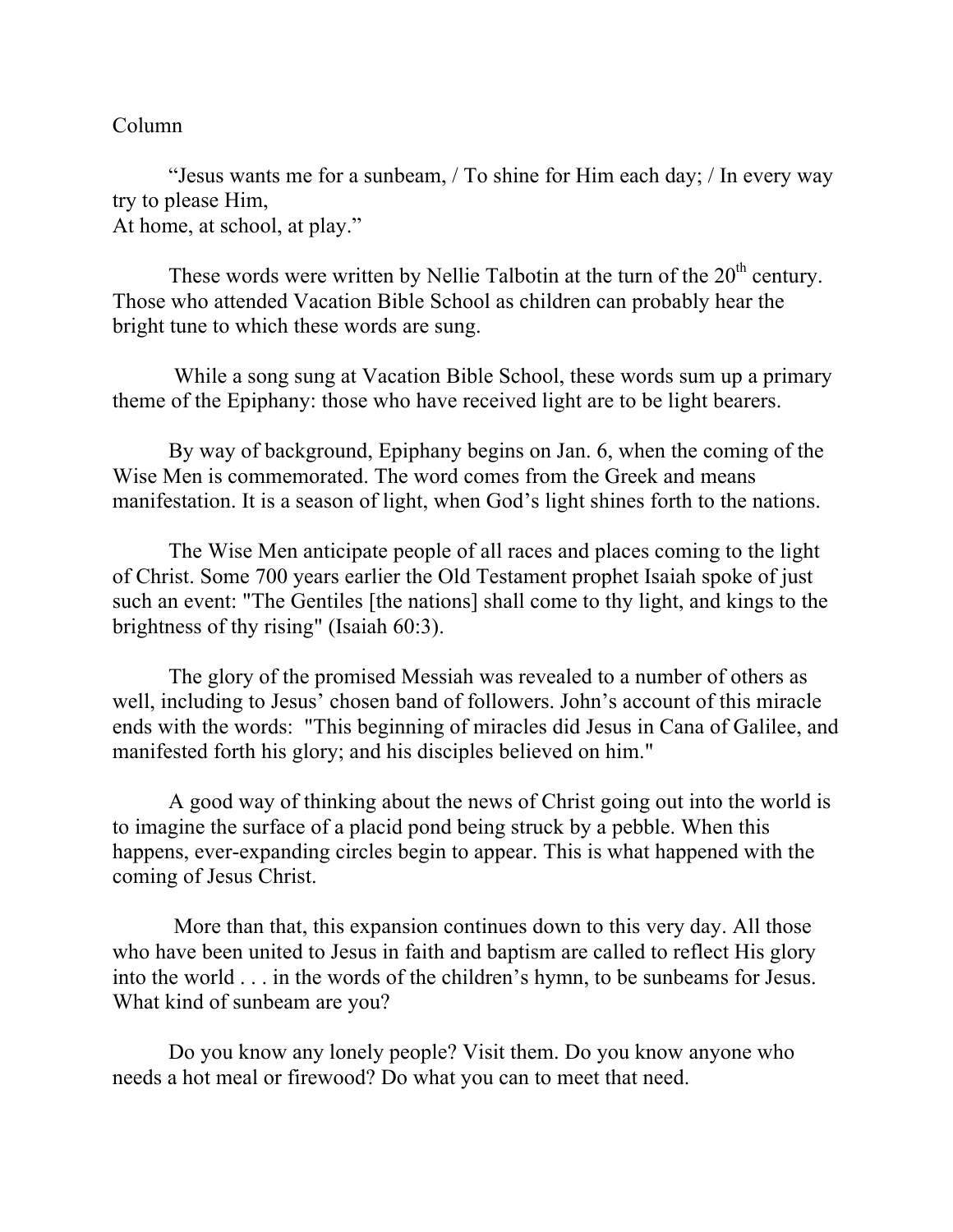Column

“Jesus wants me for a sunbeam, / To shine for Him each day; / In every way try to please Him,
At home, at school, at play.”

These words were written by Nellie Talbotin at the turn of the 20th century. Those who attended Vacation Bible School as children can probably hear the bright tune to which these words are sung.

While a song sung at Vacation Bible School, these words sum up a primary theme of the Epiphany: those who have received light are to be light bearers.

By way of background, Epiphany begins on Jan. 6, when the coming of the Wise Men is commemorated. The word comes from the Greek and means manifestation. It is a season of light, when God’s light shines forth to the nations.

The Wise Men anticipate people of all races and places coming to the light of Christ. Some 700 years earlier the Old Testament prophet Isaiah spoke of just such an event: "The Gentiles [the nations] shall come to thy light, and kings to the brightness of thy rising" (Isaiah 60:3).

The glory of the promised Messiah was revealed to a number of others as well, including to Jesus’ chosen band of followers. John’s account of this miracle ends with the words: "This beginning of miracles did Jesus in Cana of Galilee, and manifested forth his glory; and his disciples believed on him."

A good way of thinking about the news of Christ going out into the world is to imagine the surface of a placid pond being struck by a pebble. When this happens, ever-expanding circles begin to appear. This is what happened with the coming of Jesus Christ.

More than that, this expansion continues down to this very day. All those who have been united to Jesus in faith and baptism are called to reflect His glory into the world . . . in the words of the children’s hymn, to be sunbeams for Jesus. What kind of sunbeam are you?

Do you know any lonely people? Visit them. Do you know anyone who needs a hot meal or firewood? Do what you can to meet that need.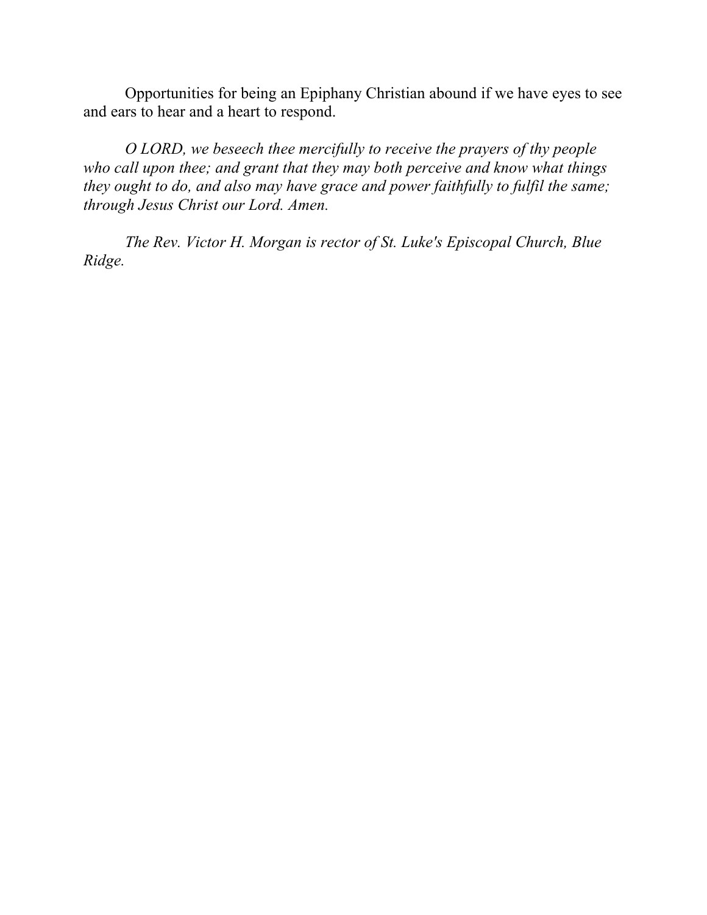Opportunities for being an Epiphany Christian abound if we have eyes to see and ears to hear and a heart to respond.

*O LORD, we beseech thee mercifully to receive the prayers of thy people who call upon thee; and grant that they may both perceive and know what things they ought to do, and also may have grace and power faithfully to fulfil the same; through Jesus Christ our Lord. Amen.*

*The Rev. Victor H. Morgan is rector of St. Luke's Episcopal Church, Blue Ridge.*